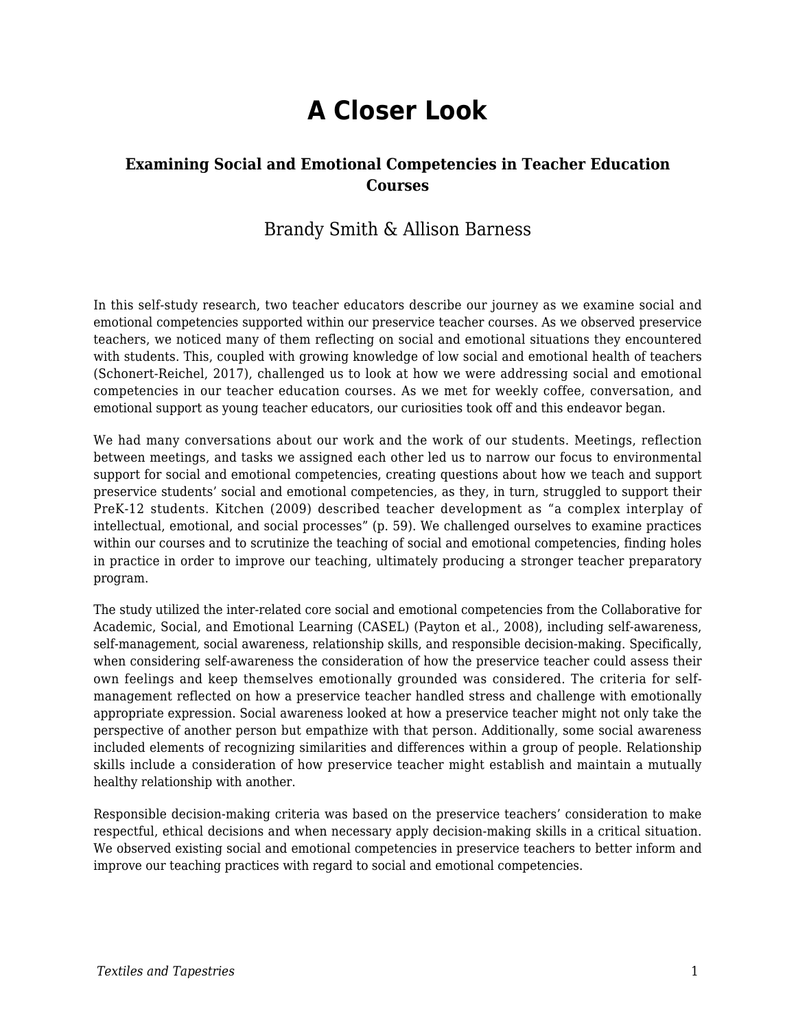# A Closer Look

### Examining Social and Emotional Competencies in Teacher Education Courses

Brandy Smith & Allison Barness

In this self-study research, two teacher educators describe our journey as we examine social and emotional competencies supported within our preservice teacher courses. As we observed preservice teachers, we noticed many of them reflecting on social and emotional situations they encountered with students. This, coupled with growing knowledge of low social and emotional health of teachers (Schonert-Reichel, 2017), challenged us to look at how we were addressing social and emotional competencies in our teacher education courses. As we met for weekly coffee, conversation, and emotional support as young teacher educators, our curiosities took off and this endeavor began.

We had many conversations about our work and the work of our students. Meetings, reflection between meetings, and tasks we assigned each other led us to narrow our focus to environmental support for social and emotional competencies, creating questions about how we teach and support preservice students' social and emotional competencies, as they, in turn, struggled to support their PreK-12 students. Kitchen (2009) described teacher development as "a complex interplay of intellectual, emotional, and social processes" (p. 59). We challenged ourselves to examine practices within our courses and to scrutinize the teaching of social and emotional competencies, finding holes in practice in order to improve our teaching, ultimately producing a stronger teacher preparatory program.

The study utilized the inter-related core social and emotional competencies from the Collaborative for Academic, Social, and Emotional Learning (CASEL) (Payton et al., 2008), including self-awareness, self-management, social awareness, relationship skills, and responsible decision-making. Specifically, when considering self-awareness the consideration of how the preservice teacher could assess their own feelings and keep themselves emotionally grounded was considered. The criteria for self-management reflected on how a preservice teacher handled stress and challenge with emotionally appropriate expression. Social awareness looked at how a preservice teacher might not only take the perspective of another person but empathize with that person. Additionally, some social awareness included elements of recognizing similarities and differences within a group of people. Relationship skills include a consideration of how preservice teacher might establish and maintain a mutually healthy relationship with another.

Responsible decision-making criteria was based on the preservice teachers' consideration to make respectful, ethical decisions and when necessary apply decision-making skills in a critical situation. We observed existing social and emotional competencies in preservice teachers to better inform and improve our teaching practices with regard to social and emotional competencies.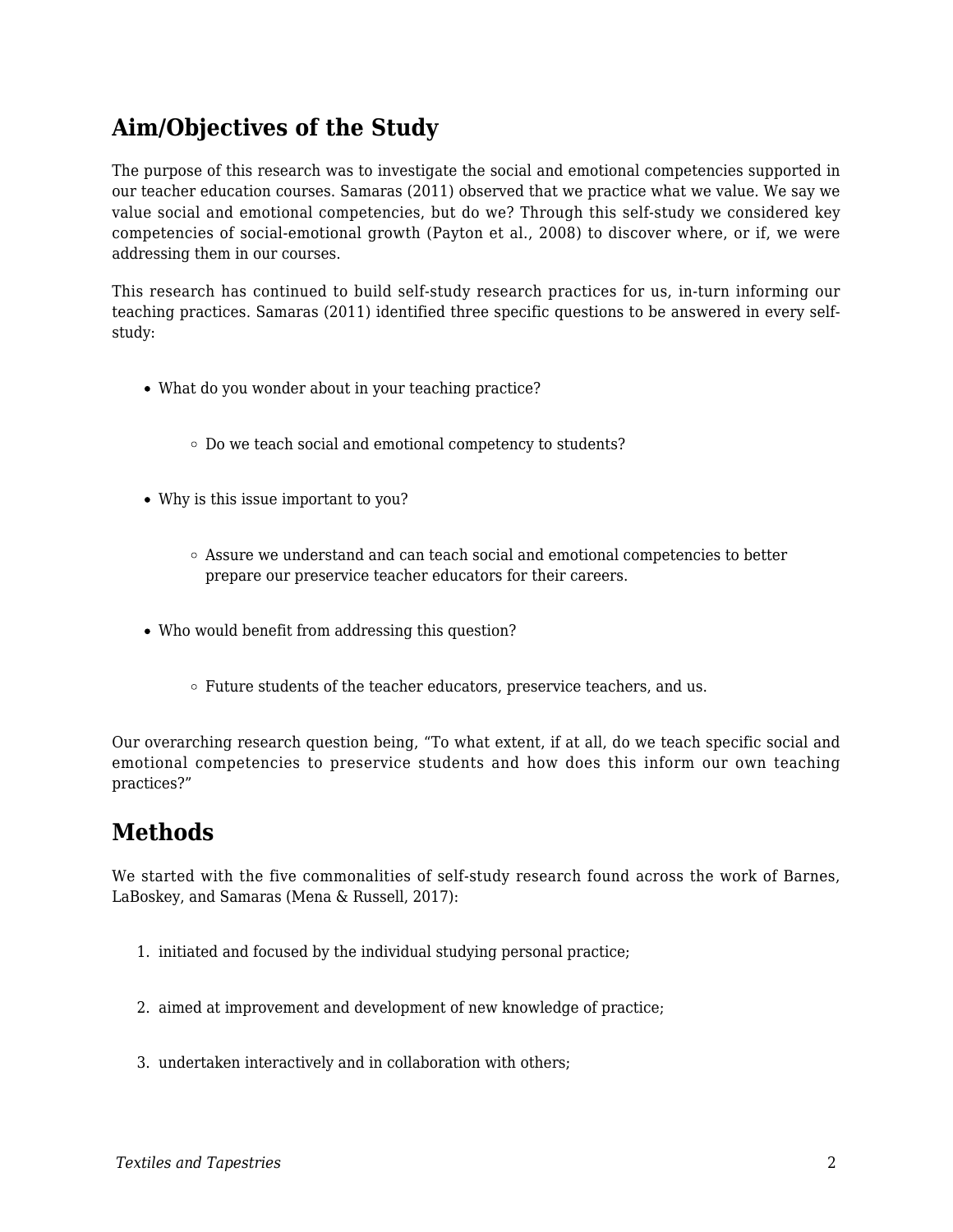## Aim/Objectives of the Study

The purpose of this research was to investigate the social and emotional competencies supported in our teacher education courses. Samaras (2011) observed that we practice what we value. We say we value social and emotional competencies, but do we? Through this self-study we considered key competencies of social-emotional growth (Payton et al., 2008) to discover where, or if, we were addressing them in our courses.

This research has continued to build self-study research practices for us, in-turn informing our teaching practices. Samaras (2011) identified three specific questions to be answered in every self-study:

- What do you wonder about in your teaching practice?
  - Do we teach social and emotional competency to students?
- Why is this issue important to you?
  - Assure we understand and can teach social and emotional competencies to better prepare our preservice teacher educators for their careers.
- Who would benefit from addressing this question?
  - Future students of the teacher educators, preservice teachers, and us.

Our overarching research question being, "To what extent, if at all, do we teach specific social and emotional competencies to preservice students and how does this inform our own teaching practices?"

## Methods

We started with the five commonalities of self-study research found across the work of Barnes, LaBoskey, and Samaras (Mena & Russell, 2017):

1. initiated and focused by the individual studying personal practice;
2. aimed at improvement and development of new knowledge of practice;
3. undertaken interactively and in collaboration with others;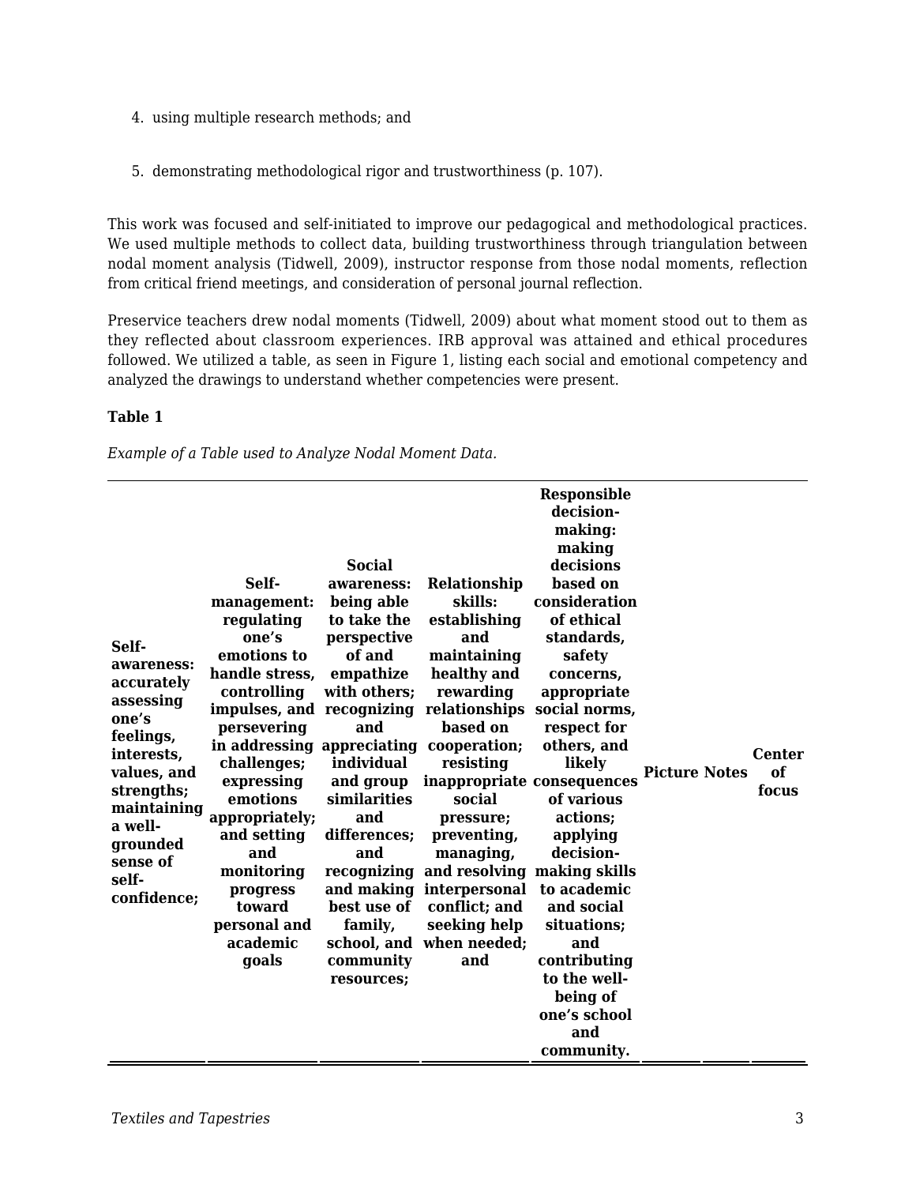4. using multiple research methods; and

5. demonstrating methodological rigor and trustworthiness (p. 107).

This work was focused and self-initiated to improve our pedagogical and methodological practices. We used multiple methods to collect data, building trustworthiness through triangulation between nodal moment analysis (Tidwell, 2009), instructor response from those nodal moments, reflection from critical friend meetings, and consideration of personal journal reflection.

Preservice teachers drew nodal moments (Tidwell, 2009) about what moment stood out to them as they reflected about classroom experiences. IRB approval was attained and ethical procedures followed. We utilized a table, as seen in Figure 1, listing each social and emotional competency and analyzed the drawings to understand whether competencies were present.

**Table 1**

*Example of a Table used to Analyze Nodal Moment Data.*

| Self-awareness: accurately assessing one's feelings, interests, values, and strengths; maintaining a well-grounded sense of self-confidence; | Self-management: regulating one's emotions to handle stress, controlling impulses, and persevering in addressing challenges; expressing emotions appropriately; and setting and monitoring progress toward personal and academic goals | Social awareness: being able to take the perspective of and empathize with others; recognizing and appreciating individual and group similarities and differences; and recognizing and making best use of family, school, and community resources; | Relationship skills: establishing and maintaining healthy and rewarding relationships based on cooperation; resisting inappropriate social pressure; preventing, managing, and resolving interpersonal conflict; and seeking help when needed; and | Responsible decision-making: making decisions based on consideration of ethical standards, safety concerns, appropriate social norms, respect for others, and likely consequences of various actions; applying decision-making skills to academic and social situations; and contributing to the well-being of one's school and community. | Picture | Notes | Center of focus |
|---|---|---|---|---|---|---|---|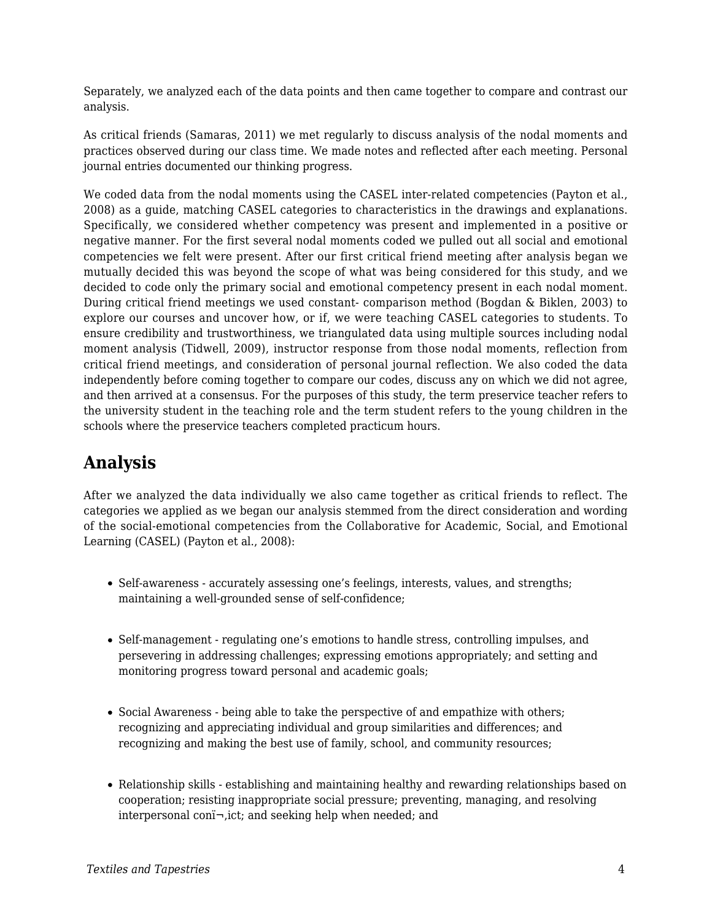Separately, we analyzed each of the data points and then came together to compare and contrast our analysis.

As critical friends (Samaras, 2011) we met regularly to discuss analysis of the nodal moments and practices observed during our class time. We made notes and reflected after each meeting. Personal journal entries documented our thinking progress.

We coded data from the nodal moments using the CASEL inter-related competencies (Payton et al., 2008) as a guide, matching CASEL categories to characteristics in the drawings and explanations. Specifically, we considered whether competency was present and implemented in a positive or negative manner. For the first several nodal moments coded we pulled out all social and emotional competencies we felt were present. After our first critical friend meeting after analysis began we mutually decided this was beyond the scope of what was being considered for this study, and we decided to code only the primary social and emotional competency present in each nodal moment. During critical friend meetings we used constant- comparison method (Bogdan & Biklen, 2003) to explore our courses and uncover how, or if, we were teaching CASEL categories to students. To ensure credibility and trustworthiness, we triangulated data using multiple sources including nodal moment analysis (Tidwell, 2009), instructor response from those nodal moments, reflection from critical friend meetings, and consideration of personal journal reflection. We also coded the data independently before coming together to compare our codes, discuss any on which we did not agree, and then arrived at a consensus. For the purposes of this study, the term preservice teacher refers to the university student in the teaching role and the term student refers to the young children in the schools where the preservice teachers completed practicum hours.

## Analysis

After we analyzed the data individually we also came together as critical friends to reflect. The categories we applied as we began our analysis stemmed from the direct consideration and wording of the social-emotional competencies from the Collaborative for Academic, Social, and Emotional Learning (CASEL) (Payton et al., 2008):

- Self-awareness - accurately assessing one's feelings, interests, values, and strengths; maintaining a well-grounded sense of self-confidence;
- Self-management - regulating one's emotions to handle stress, controlling impulses, and persevering in addressing challenges; expressing emotions appropriately; and setting and monitoring progress toward personal and academic goals;
- Social Awareness - being able to take the perspective of and empathize with others; recognizing and appreciating individual and group similarities and differences; and recognizing and making the best use of family, school, and community resources;
- Relationship skills - establishing and maintaining healthy and rewarding relationships based on cooperation; resisting inappropriate social pressure; preventing, managing, and resolving interpersonal conï¬‚ict; and seeking help when needed; and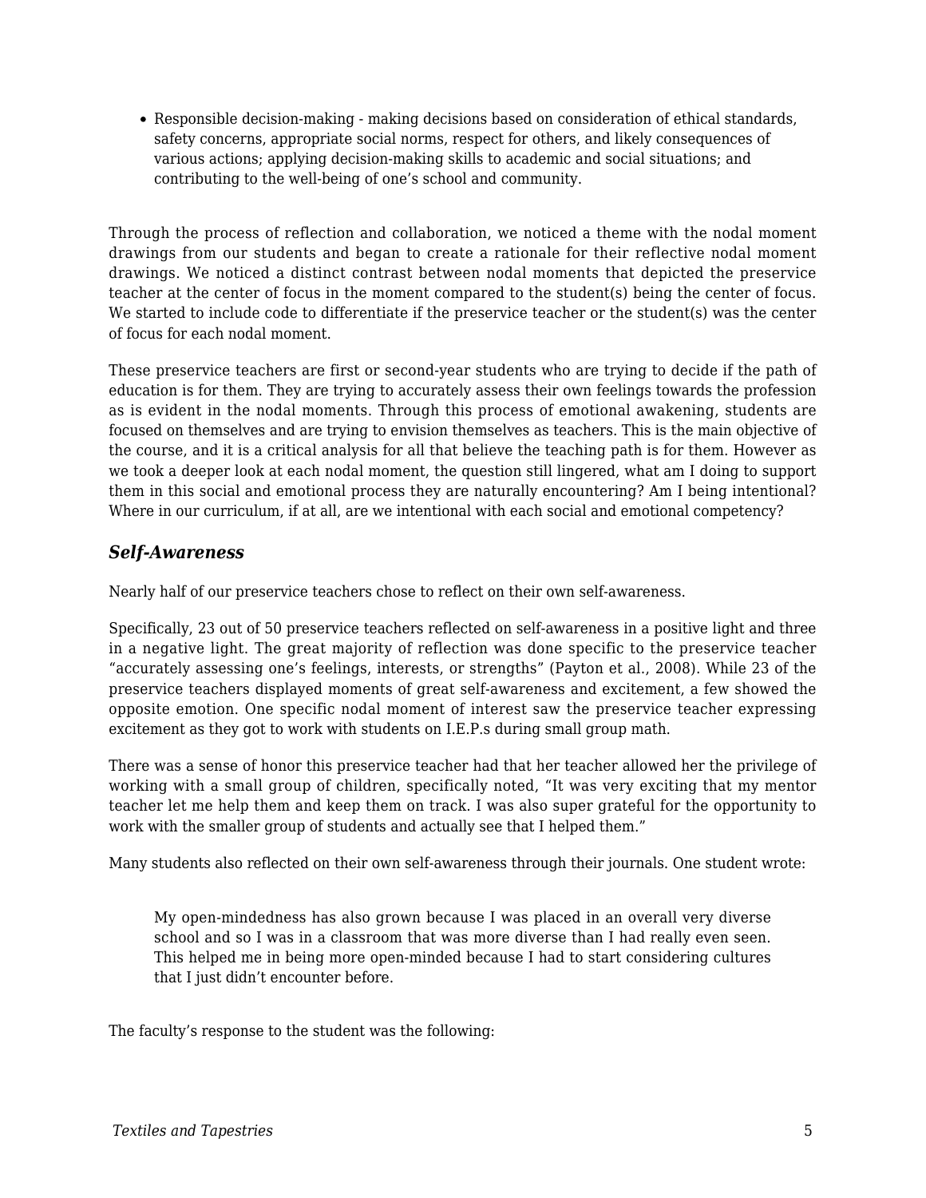- Responsible decision-making - making decisions based on consideration of ethical standards, safety concerns, appropriate social norms, respect for others, and likely consequences of various actions; applying decision-making skills to academic and social situations; and contributing to the well-being of one's school and community.

Through the process of reflection and collaboration, we noticed a theme with the nodal moment drawings from our students and began to create a rationale for their reflective nodal moment drawings. We noticed a distinct contrast between nodal moments that depicted the preservice teacher at the center of focus in the moment compared to the student(s) being the center of focus. We started to include code to differentiate if the preservice teacher or the student(s) was the center of focus for each nodal moment.

These preservice teachers are first or second-year students who are trying to decide if the path of education is for them. They are trying to accurately assess their own feelings towards the profession as is evident in the nodal moments. Through this process of emotional awakening, students are focused on themselves and are trying to envision themselves as teachers. This is the main objective of the course, and it is a critical analysis for all that believe the teaching path is for them. However as we took a deeper look at each nodal moment, the question still lingered, what am I doing to support them in this social and emotional process they are naturally encountering? Am I being intentional? Where in our curriculum, if at all, are we intentional with each social and emotional competency?

### *Self-Awareness*

Nearly half of our preservice teachers chose to reflect on their own self-awareness.

Specifically, 23 out of 50 preservice teachers reflected on self-awareness in a positive light and three in a negative light. The great majority of reflection was done specific to the preservice teacher "accurately assessing one's feelings, interests, or strengths" (Payton et al., 2008). While 23 of the preservice teachers displayed moments of great self-awareness and excitement, a few showed the opposite emotion. One specific nodal moment of interest saw the preservice teacher expressing excitement as they got to work with students on I.E.P.s during small group math.

There was a sense of honor this preservice teacher had that her teacher allowed her the privilege of working with a small group of children, specifically noted, "It was very exciting that my mentor teacher let me help them and keep them on track. I was also super grateful for the opportunity to work with the smaller group of students and actually see that I helped them."

Many students also reflected on their own self-awareness through their journals. One student wrote:

> My open-mindedness has also grown because I was placed in an overall very diverse school and so I was in a classroom that was more diverse than I had really even seen. This helped me in being more open-minded because I had to start considering cultures that I just didn't encounter before.

The faculty's response to the student was the following: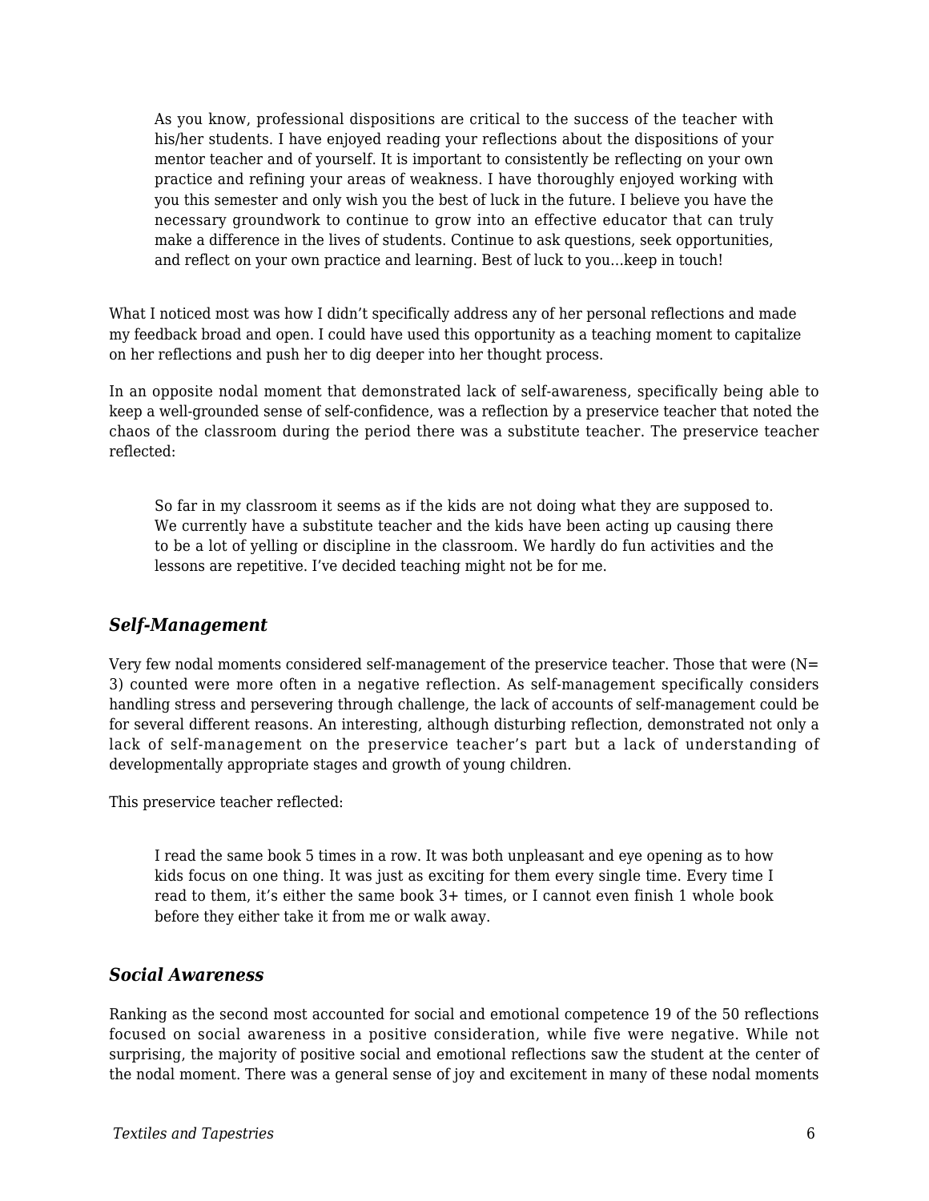> As you know, professional dispositions are critical to the success of the teacher with his/her students. I have enjoyed reading your reflections about the dispositions of your mentor teacher and of yourself. It is important to consistently be reflecting on your own practice and refining your areas of weakness. I have thoroughly enjoyed working with you this semester and only wish you the best of luck in the future. I believe you have the necessary groundwork to continue to grow into an effective educator that can truly make a difference in the lives of students. Continue to ask questions, seek opportunities, and reflect on your own practice and learning. Best of luck to you…keep in touch!

What I noticed most was how I didn't specifically address any of her personal reflections and made my feedback broad and open. I could have used this opportunity as a teaching moment to capitalize on her reflections and push her to dig deeper into her thought process.

In an opposite nodal moment that demonstrated lack of self-awareness, specifically being able to keep a well-grounded sense of self-confidence, was a reflection by a preservice teacher that noted the chaos of the classroom during the period there was a substitute teacher. The preservice teacher reflected:

> So far in my classroom it seems as if the kids are not doing what they are supposed to. We currently have a substitute teacher and the kids have been acting up causing there to be a lot of yelling or discipline in the classroom. We hardly do fun activities and the lessons are repetitive. I've decided teaching might not be for me.

### *Self-Management*

Very few nodal moments considered self-management of the preservice teacher. Those that were (N= 3) counted were more often in a negative reflection. As self-management specifically considers handling stress and persevering through challenge, the lack of accounts of self-management could be for several different reasons. An interesting, although disturbing reflection, demonstrated not only a lack of self-management on the preservice teacher's part but a lack of understanding of developmentally appropriate stages and growth of young children.

This preservice teacher reflected:

> I read the same book 5 times in a row. It was both unpleasant and eye opening as to how kids focus on one thing. It was just as exciting for them every single time. Every time I read to them, it's either the same book 3+ times, or I cannot even finish 1 whole book before they either take it from me or walk away.

### *Social Awareness*

Ranking as the second most accounted for social and emotional competence 19 of the 50 reflections focused on social awareness in a positive consideration, while five were negative. While not surprising, the majority of positive social and emotional reflections saw the student at the center of the nodal moment. There was a general sense of joy and excitement in many of these nodal moments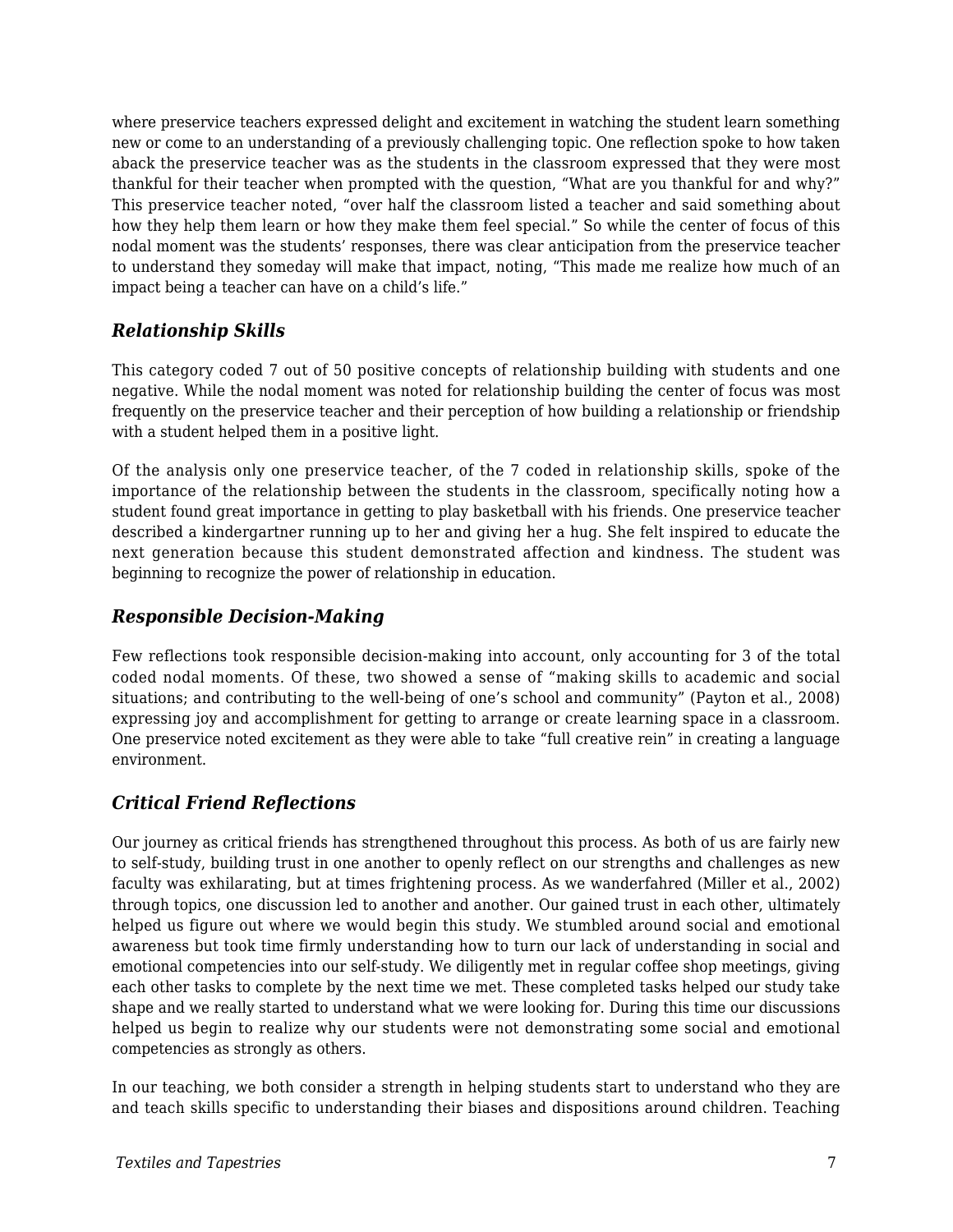where preservice teachers expressed delight and excitement in watching the student learn something new or come to an understanding of a previously challenging topic. One reflection spoke to how taken aback the preservice teacher was as the students in the classroom expressed that they were most thankful for their teacher when prompted with the question, "What are you thankful for and why?" This preservice teacher noted, "over half the classroom listed a teacher and said something about how they help them learn or how they make them feel special." So while the center of focus of this nodal moment was the students' responses, there was clear anticipation from the preservice teacher to understand they someday will make that impact, noting, "This made me realize how much of an impact being a teacher can have on a child's life."

### *Relationship Skills*

This category coded 7 out of 50 positive concepts of relationship building with students and one negative. While the nodal moment was noted for relationship building the center of focus was most frequently on the preservice teacher and their perception of how building a relationship or friendship with a student helped them in a positive light.

Of the analysis only one preservice teacher, of the 7 coded in relationship skills, spoke of the importance of the relationship between the students in the classroom, specifically noting how a student found great importance in getting to play basketball with his friends. One preservice teacher described a kindergartner running up to her and giving her a hug. She felt inspired to educate the next generation because this student demonstrated affection and kindness. The student was beginning to recognize the power of relationship in education.

### *Responsible Decision-Making*

Few reflections took responsible decision-making into account, only accounting for 3 of the total coded nodal moments. Of these, two showed a sense of "making skills to academic and social situations; and contributing to the well-being of one's school and community" (Payton et al., 2008) expressing joy and accomplishment for getting to arrange or create learning space in a classroom. One preservice noted excitement as they were able to take "full creative rein" in creating a language environment.

### *Critical Friend Reflections*

Our journey as critical friends has strengthened throughout this process. As both of us are fairly new to self-study, building trust in one another to openly reflect on our strengths and challenges as new faculty was exhilarating, but at times frightening process. As we wanderfahred (Miller et al., 2002) through topics, one discussion led to another and another. Our gained trust in each other, ultimately helped us figure out where we would begin this study. We stumbled around social and emotional awareness but took time firmly understanding how to turn our lack of understanding in social and emotional competencies into our self-study. We diligently met in regular coffee shop meetings, giving each other tasks to complete by the next time we met. These completed tasks helped our study take shape and we really started to understand what we were looking for. During this time our discussions helped us begin to realize why our students were not demonstrating some social and emotional competencies as strongly as others.

In our teaching, we both consider a strength in helping students start to understand who they are and teach skills specific to understanding their biases and dispositions around children. Teaching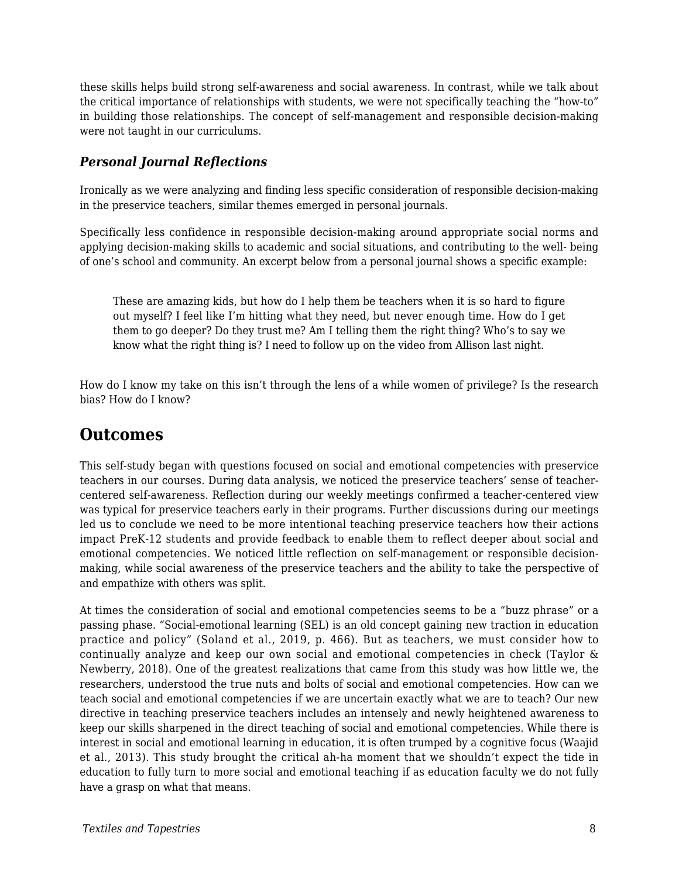these skills helps build strong self-awareness and social awareness. In contrast, while we talk about the critical importance of relationships with students, we were not specifically teaching the "how-to" in building those relationships. The concept of self-management and responsible decision-making were not taught in our curriculums.

### *Personal Journal Reflections*

Ironically as we were analyzing and finding less specific consideration of responsible decision-making in the preservice teachers, similar themes emerged in personal journals.

Specifically less confidence in responsible decision-making around appropriate social norms and applying decision-making skills to academic and social situations, and contributing to the well- being of one's school and community. An excerpt below from a personal journal shows a specific example:

> These are amazing kids, but how do I help them be teachers when it is so hard to figure out myself? I feel like I'm hitting what they need, but never enough time. How do I get them to go deeper? Do they trust me? Am I telling them the right thing? Who's to say we know what the right thing is? I need to follow up on the video from Allison last night.

How do I know my take on this isn't through the lens of a while women of privilege? Is the research bias? How do I know?

## Outcomes

This self-study began with questions focused on social and emotional competencies with preservice teachers in our courses. During data analysis, we noticed the preservice teachers' sense of teacher-centered self-awareness. Reflection during our weekly meetings confirmed a teacher-centered view was typical for preservice teachers early in their programs. Further discussions during our meetings led us to conclude we need to be more intentional teaching preservice teachers how their actions impact PreK-12 students and provide feedback to enable them to reflect deeper about social and emotional competencies. We noticed little reflection on self-management or responsible decision-making, while social awareness of the preservice teachers and the ability to take the perspective of and empathize with others was split.

At times the consideration of social and emotional competencies seems to be a "buzz phrase" or a passing phase. "Social-emotional learning (SEL) is an old concept gaining new traction in education practice and policy" (Soland et al., 2019, p. 466). But as teachers, we must consider how to continually analyze and keep our own social and emotional competencies in check (Taylor & Newberry, 2018). One of the greatest realizations that came from this study was how little we, the researchers, understood the true nuts and bolts of social and emotional competencies. How can we teach social and emotional competencies if we are uncertain exactly what we are to teach? Our new directive in teaching preservice teachers includes an intensely and newly heightened awareness to keep our skills sharpened in the direct teaching of social and emotional competencies. While there is interest in social and emotional learning in education, it is often trumped by a cognitive focus (Waajid et al., 2013). This study brought the critical ah-ha moment that we shouldn't expect the tide in education to fully turn to more social and emotional teaching if as education faculty we do not fully have a grasp on what that means.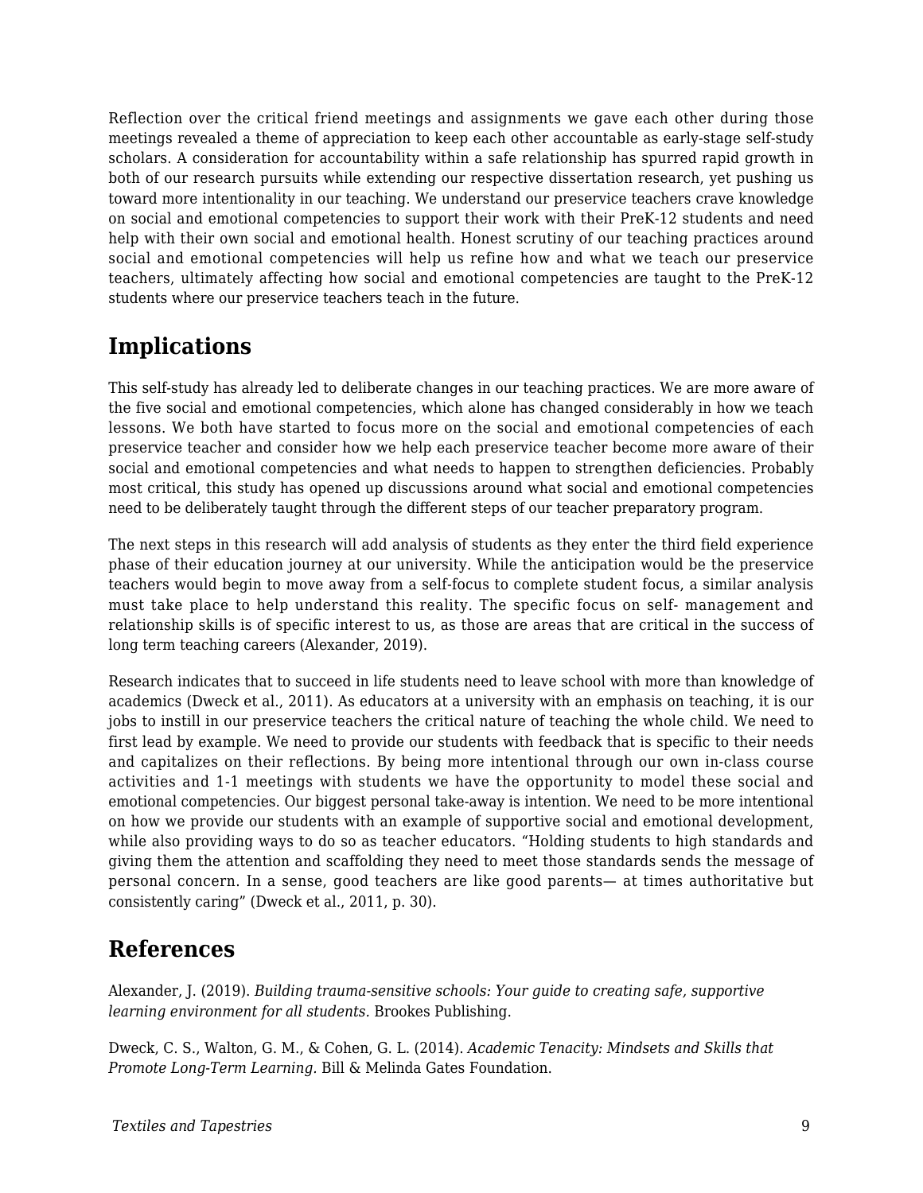Reflection over the critical friend meetings and assignments we gave each other during those meetings revealed a theme of appreciation to keep each other accountable as early-stage self-study scholars. A consideration for accountability within a safe relationship has spurred rapid growth in both of our research pursuits while extending our respective dissertation research, yet pushing us toward more intentionality in our teaching. We understand our preservice teachers crave knowledge on social and emotional competencies to support their work with their PreK-12 students and need help with their own social and emotional health. Honest scrutiny of our teaching practices around social and emotional competencies will help us refine how and what we teach our preservice teachers, ultimately affecting how social and emotional competencies are taught to the PreK-12 students where our preservice teachers teach in the future.

## Implications

This self-study has already led to deliberate changes in our teaching practices. We are more aware of the five social and emotional competencies, which alone has changed considerably in how we teach lessons. We both have started to focus more on the social and emotional competencies of each preservice teacher and consider how we help each preservice teacher become more aware of their social and emotional competencies and what needs to happen to strengthen deficiencies. Probably most critical, this study has opened up discussions around what social and emotional competencies need to be deliberately taught through the different steps of our teacher preparatory program.

The next steps in this research will add analysis of students as they enter the third field experience phase of their education journey at our university. While the anticipation would be the preservice teachers would begin to move away from a self-focus to complete student focus, a similar analysis must take place to help understand this reality. The specific focus on self- management and relationship skills is of specific interest to us, as those are areas that are critical in the success of long term teaching careers (Alexander, 2019).

Research indicates that to succeed in life students need to leave school with more than knowledge of academics (Dweck et al., 2011). As educators at a university with an emphasis on teaching, it is our jobs to instill in our preservice teachers the critical nature of teaching the whole child. We need to first lead by example. We need to provide our students with feedback that is specific to their needs and capitalizes on their reflections. By being more intentional through our own in-class course activities and 1-1 meetings with students we have the opportunity to model these social and emotional competencies. Our biggest personal take-away is intention. We need to be more intentional on how we provide our students with an example of supportive social and emotional development, while also providing ways to do so as teacher educators. "Holding students to high standards and giving them the attention and scaffolding they need to meet those standards sends the message of personal concern. In a sense, good teachers are like good parents— at times authoritative but consistently caring" (Dweck et al., 2011, p. 30).

## References

Alexander, J. (2019). *Building trauma-sensitive schools: Your guide to creating safe, supportive learning environment for all students.* Brookes Publishing.

Dweck, C. S., Walton, G. M., & Cohen, G. L. (2014). *Academic Tenacity: Mindsets and Skills that Promote Long-Term Learning.* Bill & Melinda Gates Foundation.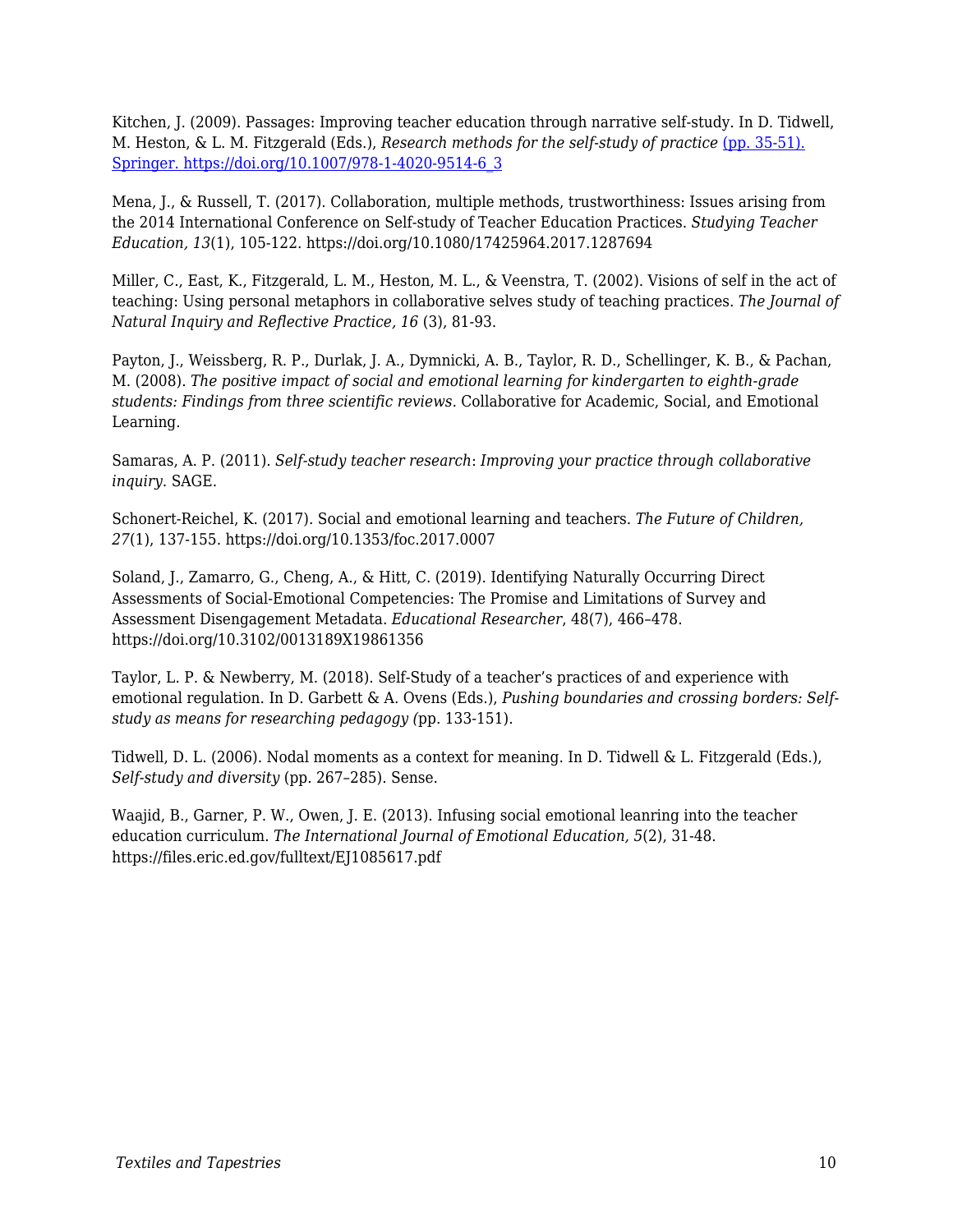Kitchen, J. (2009). Passages: Improving teacher education through narrative self-study. In D. Tidwell, M. Heston, & L. M. Fitzgerald (Eds.), *Research methods for the self-study of practice* [(pp. 35-51). Springer. https://doi.org/10.1007/978-1-4020-9514-6_3](https://doi.org/10.1007/978-1-4020-9514-6_3)

Mena, J., & Russell, T. (2017). Collaboration, multiple methods, trustworthiness: Issues arising from the 2014 International Conference on Self-study of Teacher Education Practices. *Studying Teacher Education, 13*(1), 105-122. https://doi.org/10.1080/17425964.2017.1287694

Miller, C., East, K., Fitzgerald, L. M., Heston, M. L., & Veenstra, T. (2002). Visions of self in the act of teaching: Using personal metaphors in collaborative selves study of teaching practices. *The Journal of Natural Inquiry and Reflective Practice, 16* (3), 81-93.

Payton, J., Weissberg, R. P., Durlak, J. A., Dymnicki, A. B., Taylor, R. D., Schellinger, K. B., & Pachan, M. (2008). *The positive impact of social and emotional learning for kindergarten to eighth-grade students: Findings from three scientific reviews.* Collaborative for Academic, Social, and Emotional Learning.

Samaras, A. P. (2011). *Self-study teacher research*: *Improving your practice through collaborative inquiry*. SAGE.

Schonert-Reichel, K. (2017). Social and emotional learning and teachers. *The Future of Children, 27*(1), 137-155. https://doi.org/10.1353/foc.2017.0007

Soland, J., Zamarro, G., Cheng, A., & Hitt, C. (2019). Identifying Naturally Occurring Direct Assessments of Social-Emotional Competencies: The Promise and Limitations of Survey and Assessment Disengagement Metadata. *Educational Researcher*, 48(7), 466–478. https://doi.org/10.3102/0013189X19861356

Taylor, L. P. & Newberry, M. (2018). Self-Study of a teacher's practices of and experience with emotional regulation. In D. Garbett & A. Ovens (Eds.), *Pushing boundaries and crossing borders: Self-study as means for researching pedagogy (*pp. 133-151).

Tidwell, D. L. (2006). Nodal moments as a context for meaning. In D. Tidwell & L. Fitzgerald (Eds.), *Self-study and diversity* (pp. 267–285). Sense.

Waajid, B., Garner, P. W., Owen, J. E. (2013). Infusing social emotional leanring into the teacher education curriculum. *The International Journal of Emotional Education, 5*(2), 31-48. https://files.eric.ed.gov/fulltext/EJ1085617.pdf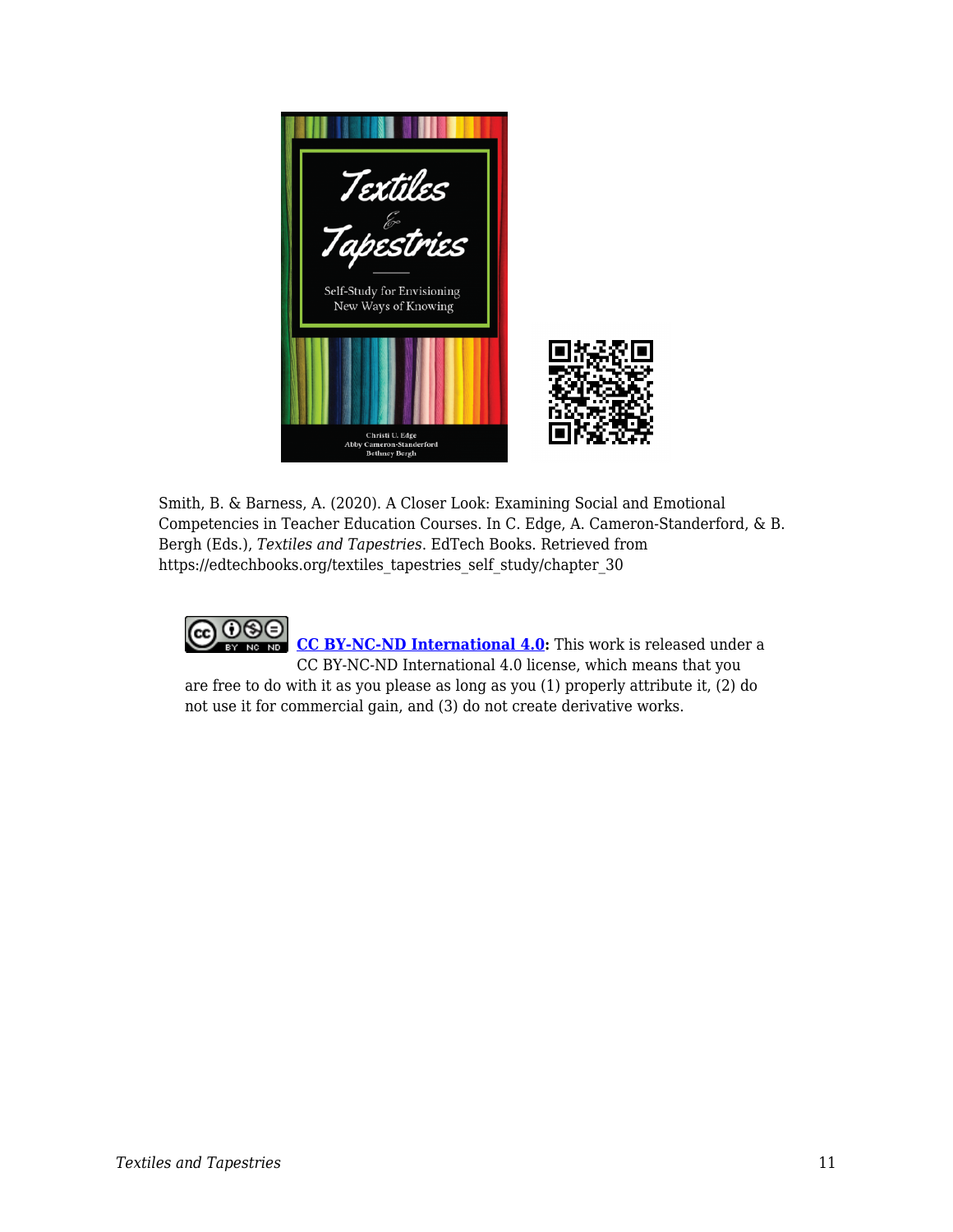Smith, B. & Barness, A. (2020). A Closer Look: Examining Social and Emotional Competencies in Teacher Education Courses. In C. Edge, A. Cameron-Standerford, & B. Bergh (Eds.), *Textiles and Tapestries*. EdTech Books. Retrieved from https://edtechbooks.org/textiles_tapestries_self_study/chapter_30

**CC BY-NC-ND International 4.0:** This work is released under a CC BY-NC-ND International 4.0 license, which means that you are free to do with it as you please as long as you (1) properly attribute it, (2) do not use it for commercial gain, and (3) do not create derivative works.